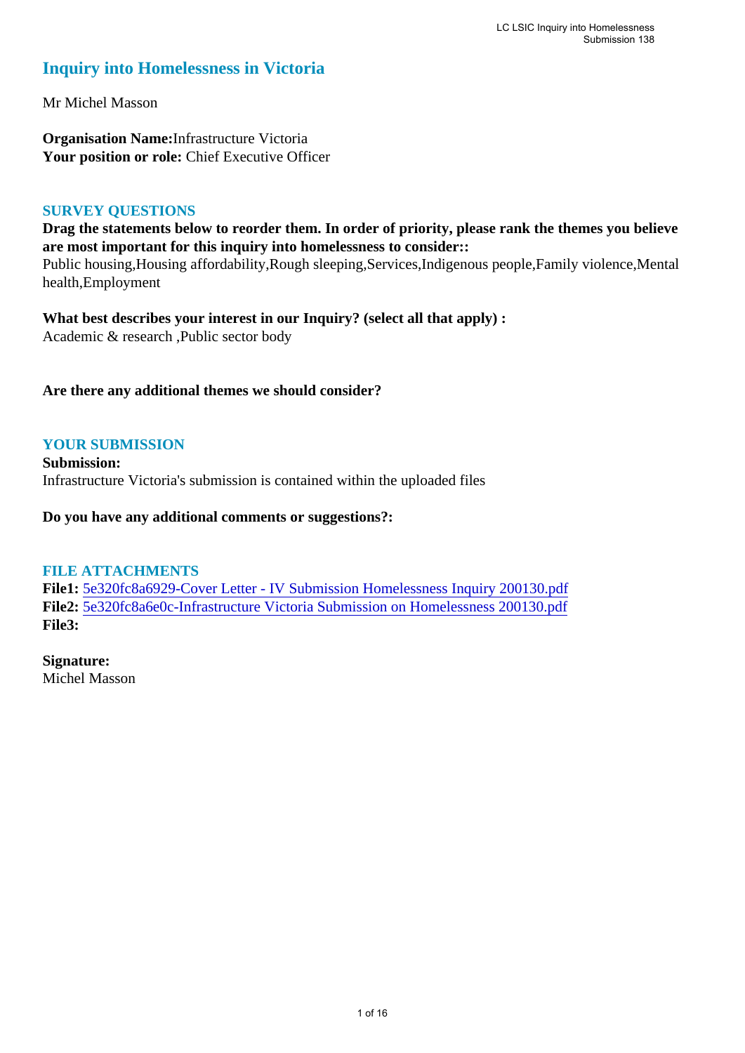# Inquiry into Homelessness in Victoria

Mr Michel Masson

**Organisation Name:** Infrastructure Victoria
**Your position or role:** Chief Executive Officer

## SURVEY QUESTIONS

**Drag the statements below to reorder them. In order of priority, please rank the themes you believe are most important for this inquiry into homelessness to consider::**
Public housing,Housing affordability,Rough sleeping,Services,Indigenous people,Family violence,Mental health,Employment

**What best describes your interest in our Inquiry? (select all that apply) :**
Academic & research ,Public sector body

**Are there any additional themes we should consider?**

## YOUR SUBMISSION

**Submission:**
Infrastructure Victoria's submission is contained within the uploaded files

**Do you have any additional comments or suggestions?:**

## FILE ATTACHMENTS

**File1:** 5e320fc8a6929-Cover Letter - IV Submission Homelessness Inquiry 200130.pdf
**File2:** 5e320fc8a6e0c-Infrastructure Victoria Submission on Homelessness 200130.pdf
**File3:**

**Signature:**
Michel Masson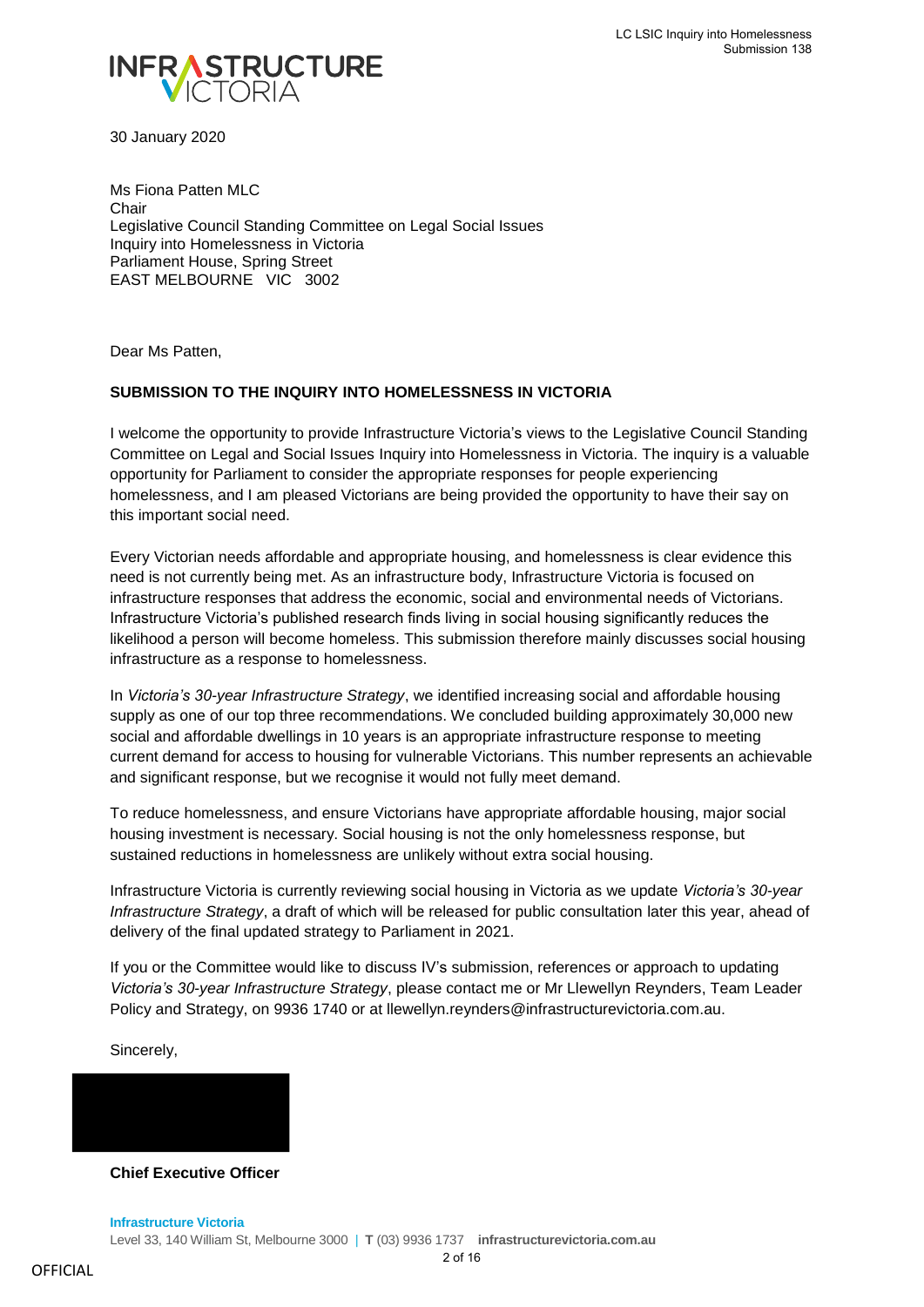30 January 2020

Ms Fiona Patten MLC
Chair
Legislative Council Standing Committee on Legal Social Issues
Inquiry into Homelessness in Victoria
Parliament House, Spring Street
EAST MELBOURNE VIC 3002

Dear Ms Patten,

**SUBMISSION TO THE INQUIRY INTO HOMELESSNESS IN VICTORIA**

I welcome the opportunity to provide Infrastructure Victoria's views to the Legislative Council Standing Committee on Legal and Social Issues Inquiry into Homelessness in Victoria. The inquiry is a valuable opportunity for Parliament to consider the appropriate responses for people experiencing homelessness, and I am pleased Victorians are being provided the opportunity to have their say on this important social need.

Every Victorian needs affordable and appropriate housing, and homelessness is clear evidence this need is not currently being met. As an infrastructure body, Infrastructure Victoria is focused on infrastructure responses that address the economic, social and environmental needs of Victorians. Infrastructure Victoria's published research finds living in social housing significantly reduces the likelihood a person will become homeless. This submission therefore mainly discusses social housing infrastructure as a response to homelessness.

In *Victoria's 30-year Infrastructure Strategy*, we identified increasing social and affordable housing supply as one of our top three recommendations. We concluded building approximately 30,000 new social and affordable dwellings in 10 years is an appropriate infrastructure response to meeting current demand for access to housing for vulnerable Victorians. This number represents an achievable and significant response, but we recognise it would not fully meet demand.

To reduce homelessness, and ensure Victorians have appropriate affordable housing, major social housing investment is necessary. Social housing is not the only homelessness response, but sustained reductions in homelessness are unlikely without extra social housing.

Infrastructure Victoria is currently reviewing social housing in Victoria as we update *Victoria's 30-year Infrastructure Strategy*, a draft of which will be released for public consultation later this year, ahead of delivery of the final updated strategy to Parliament in 2021.

If you or the Committee would like to discuss IV's submission, references or approach to updating *Victoria's 30-year Infrastructure Strategy*, please contact me or Mr Llewellyn Reynders, Team Leader Policy and Strategy, on 9936 1740 or at llewellyn.reynders@infrastructurevictoria.com.au.

Sincerely,

**Chief Executive Officer**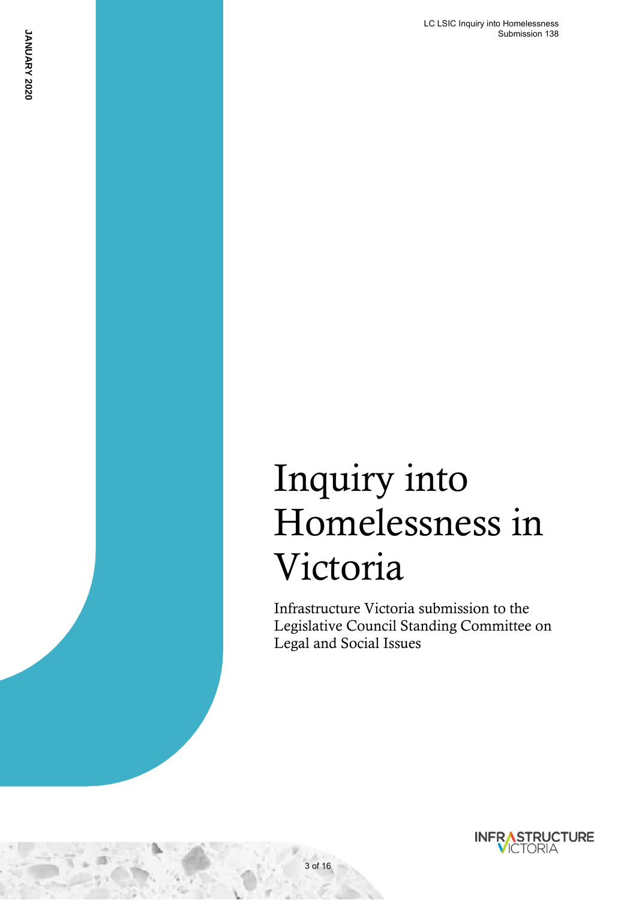JANUARY 2020

# Inquiry into Homelessness in Victoria

Infrastructure Victoria submission to the Legislative Council Standing Committee on Legal and Social Issues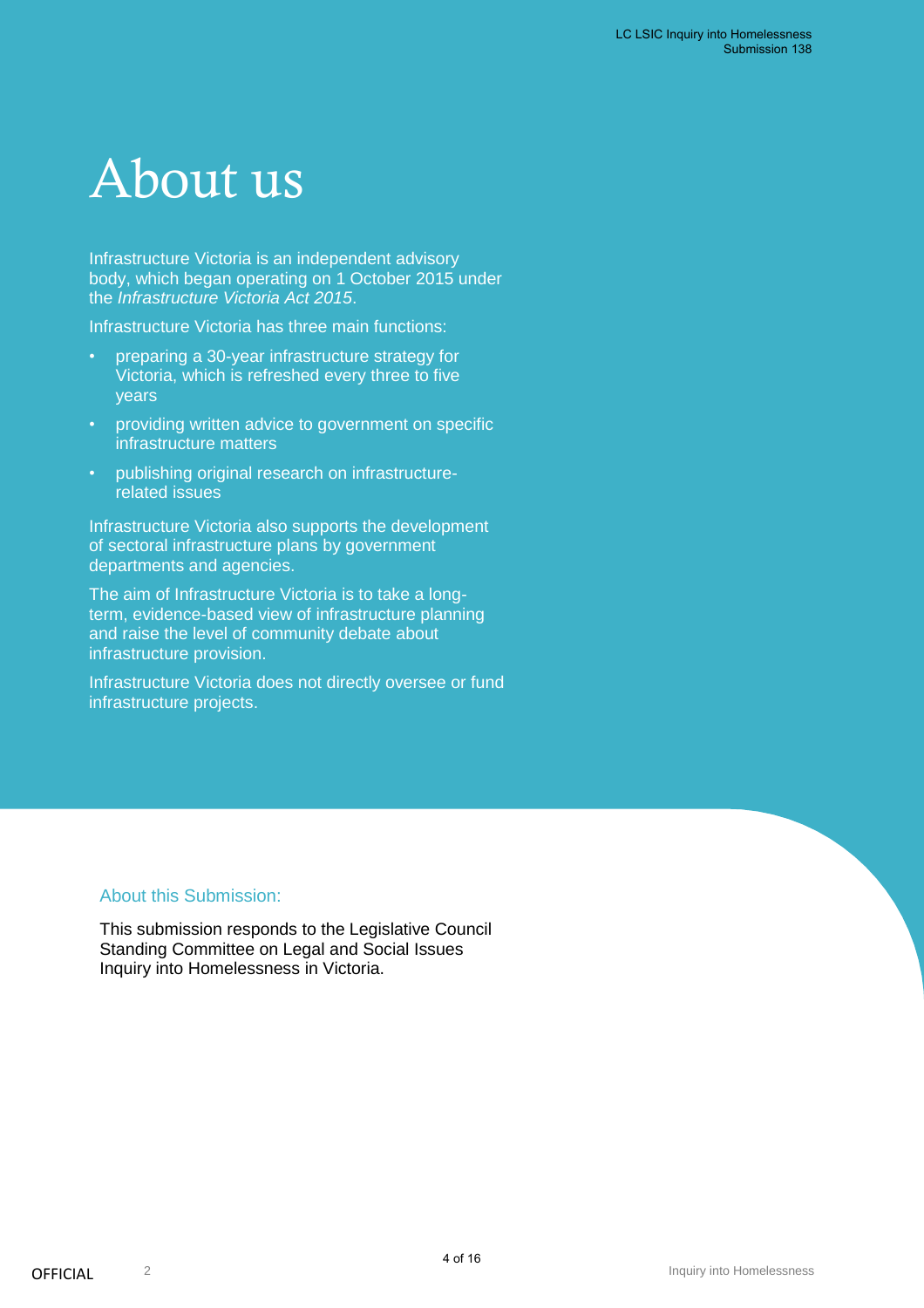# About us

Infrastructure Victoria is an independent advisory body, which began operating on 1 October 2015 under the *Infrastructure Victoria Act 2015*.

Infrastructure Victoria has three main functions:

- preparing a 30-year infrastructure strategy for Victoria, which is refreshed every three to five years
- providing written advice to government on specific infrastructure matters
- publishing original research on infrastructure-related issues

Infrastructure Victoria also supports the development of sectoral infrastructure plans by government departments and agencies.

The aim of Infrastructure Victoria is to take a long-term, evidence-based view of infrastructure planning and raise the level of community debate about infrastructure provision.

Infrastructure Victoria does not directly oversee or fund infrastructure projects.

## About this Submission:

This submission responds to the Legislative Council Standing Committee on Legal and Social Issues Inquiry into Homelessness in Victoria.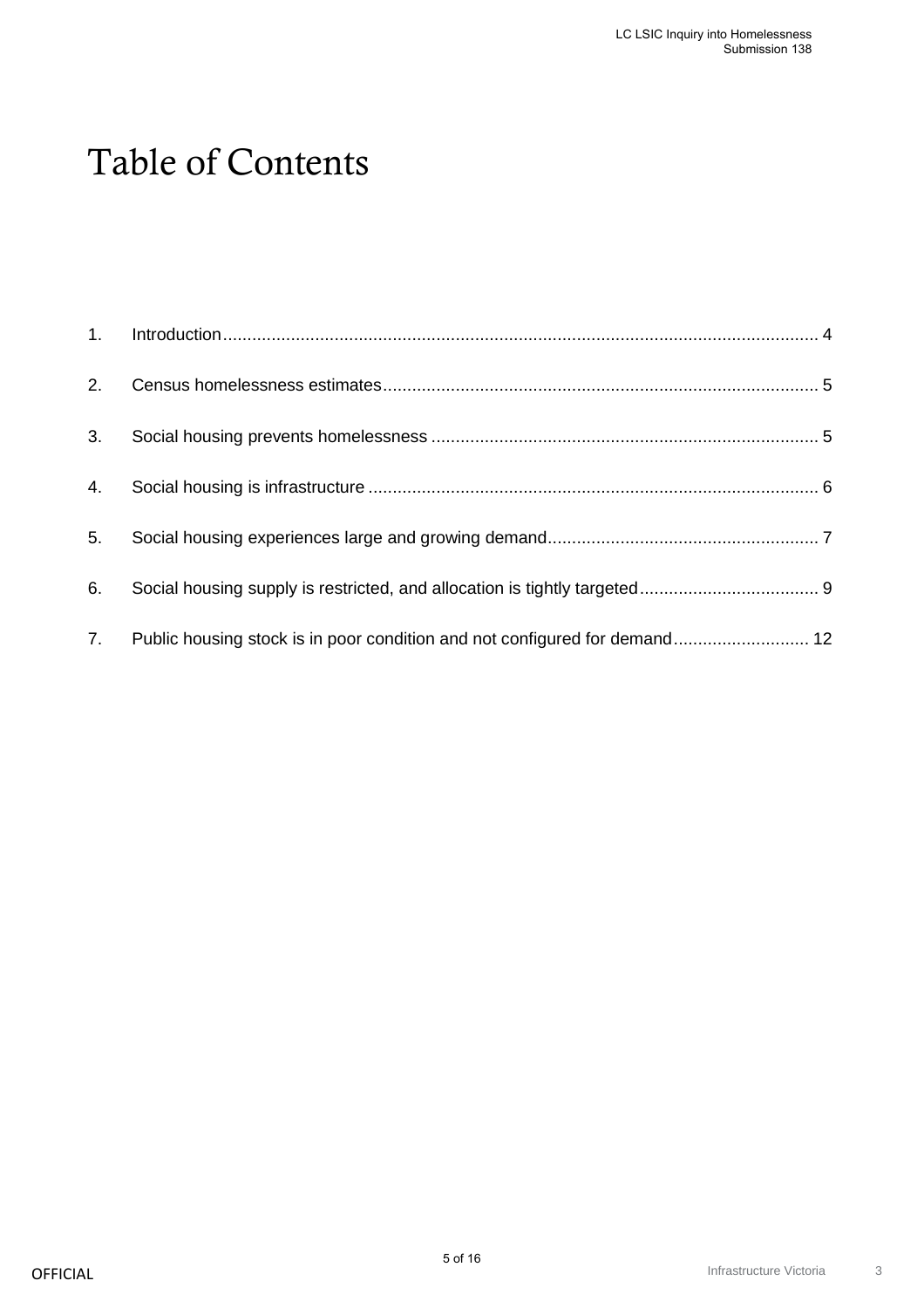# Table of Contents

1. Introduction .......... 4
2. Census homelessness estimates .......... 5
3. Social housing prevents homelessness .......... 5
4. Social housing is infrastructure .......... 6
5. Social housing experiences large and growing demand .......... 7
6. Social housing supply is restricted, and allocation is tightly targeted .......... 9
7. Public housing stock is in poor condition and not configured for demand .......... 12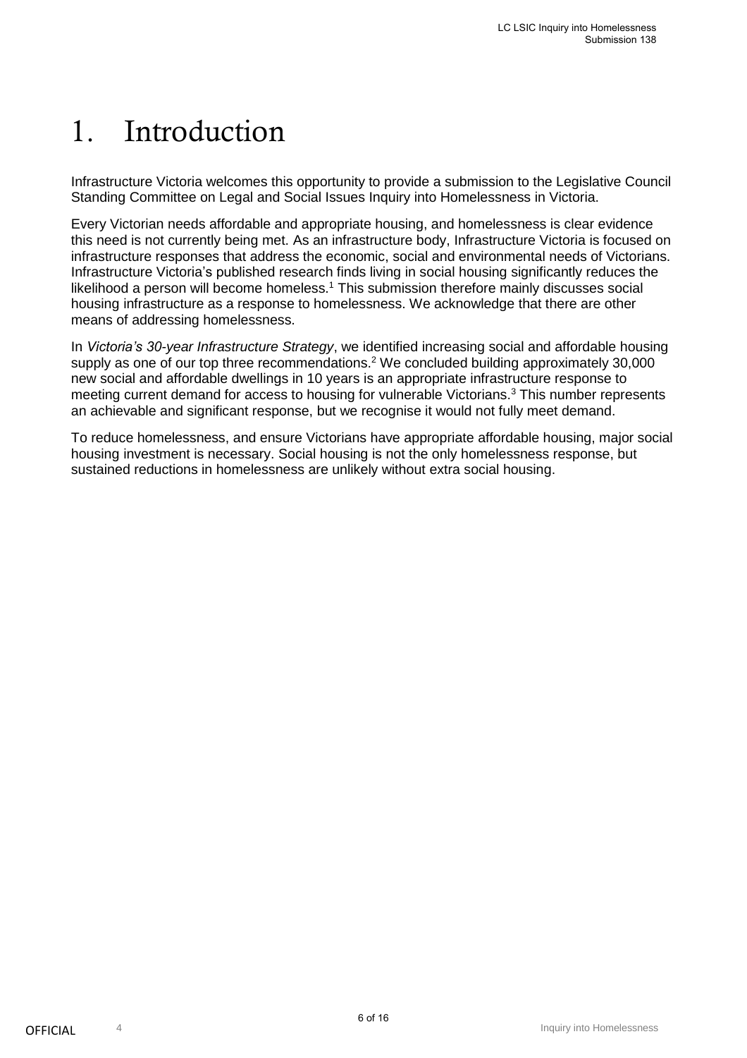# 1. Introduction

Infrastructure Victoria welcomes this opportunity to provide a submission to the Legislative Council Standing Committee on Legal and Social Issues Inquiry into Homelessness in Victoria.

Every Victorian needs affordable and appropriate housing, and homelessness is clear evidence this need is not currently being met. As an infrastructure body, Infrastructure Victoria is focused on infrastructure responses that address the economic, social and environmental needs of Victorians. Infrastructure Victoria's published research finds living in social housing significantly reduces the likelihood a person will become homeless.[1] This submission therefore mainly discusses social housing infrastructure as a response to homelessness. We acknowledge that there are other means of addressing homelessness.

In *Victoria's 30-year Infrastructure Strategy*, we identified increasing social and affordable housing supply as one of our top three recommendations.[2] We concluded building approximately 30,000 new social and affordable dwellings in 10 years is an appropriate infrastructure response to meeting current demand for access to housing for vulnerable Victorians.[3] This number represents an achievable and significant response, but we recognise it would not fully meet demand.

To reduce homelessness, and ensure Victorians have appropriate affordable housing, major social housing investment is necessary. Social housing is not the only homelessness response, but sustained reductions in homelessness are unlikely without extra social housing.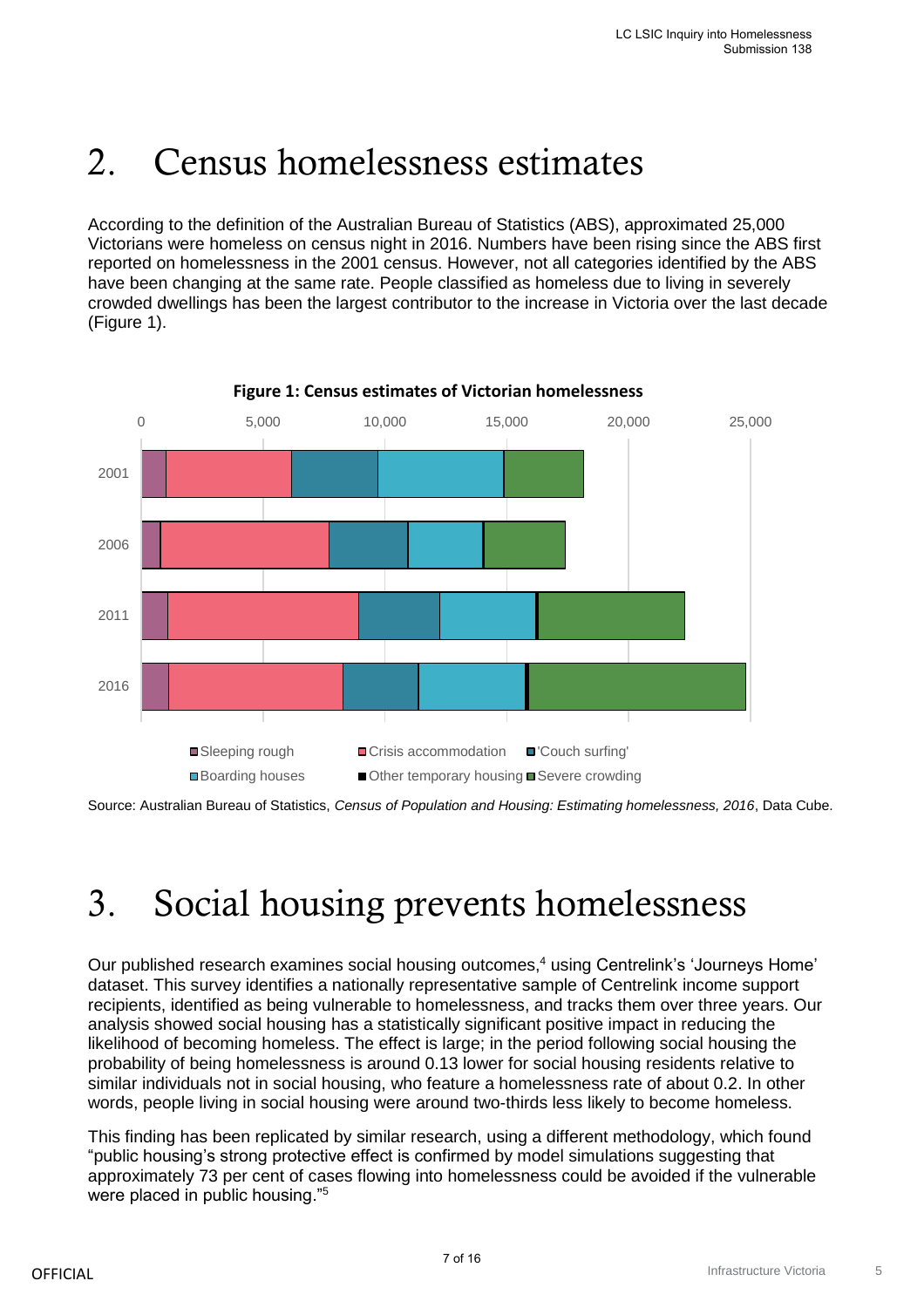# 2. Census homelessness estimates

According to the definition of the Australian Bureau of Statistics (ABS), approximated 25,000 Victorians were homeless on census night in 2016. Numbers have been rising since the ABS first reported on homelessness in the 2001 census. However, not all categories identified by the ABS have been changing at the same rate. People classified as homeless due to living in severely crowded dwellings has been the largest contributor to the increase in Victoria over the last decade (Figure 1).

**Figure 1: Census estimates of Victorian homelessness**

Source: Australian Bureau of Statistics, *Census of Population and Housing: Estimating homelessness, 2016*, Data Cube.

# 3. Social housing prevents homelessness

Our published research examines social housing outcomes,[4] using Centrelink's 'Journeys Home' dataset. This survey identifies a nationally representative sample of Centrelink income support recipients, identified as being vulnerable to homelessness, and tracks them over three years. Our analysis showed social housing has a statistically significant positive impact in reducing the likelihood of becoming homeless. The effect is large; in the period following social housing the probability of being homelessness is around 0.13 lower for social housing residents relative to similar individuals not in social housing, who feature a homelessness rate of about 0.2. In other words, people living in social housing were around two-thirds less likely to become homeless.

This finding has been replicated by similar research, using a different methodology, which found "public housing's strong protective effect is confirmed by model simulations suggesting that approximately 73 per cent of cases flowing into homelessness could be avoided if the vulnerable were placed in public housing."[5]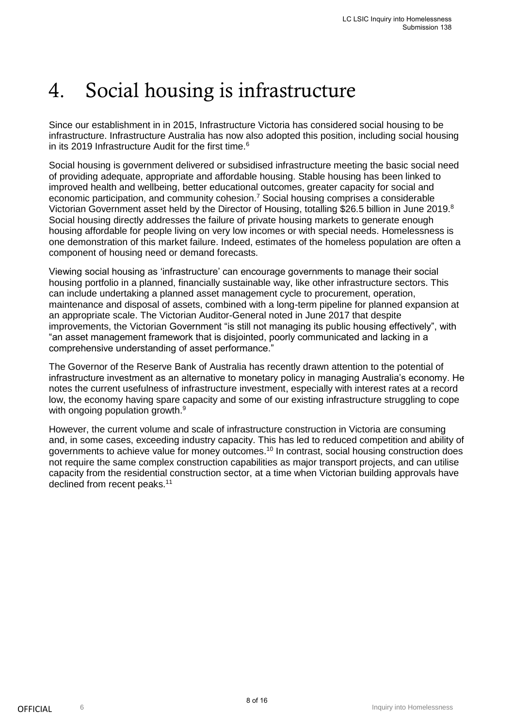# 4. Social housing is infrastructure

Since our establishment in in 2015, Infrastructure Victoria has considered social housing to be infrastructure. Infrastructure Australia has now also adopted this position, including social housing in its 2019 Infrastructure Audit for the first time.[6]

Social housing is government delivered or subsidised infrastructure meeting the basic social need of providing adequate, appropriate and affordable housing. Stable housing has been linked to improved health and wellbeing, better educational outcomes, greater capacity for social and economic participation, and community cohesion.[7] Social housing comprises a considerable Victorian Government asset held by the Director of Housing, totalling $26.5 billion in June 2019.[8] Social housing directly addresses the failure of private housing markets to generate enough housing affordable for people living on very low incomes or with special needs. Homelessness is one demonstration of this market failure. Indeed, estimates of the homeless population are often a component of housing need or demand forecasts.

Viewing social housing as 'infrastructure' can encourage governments to manage their social housing portfolio in a planned, financially sustainable way, like other infrastructure sectors. This can include undertaking a planned asset management cycle to procurement, operation, maintenance and disposal of assets, combined with a long-term pipeline for planned expansion at an appropriate scale. The Victorian Auditor-General noted in June 2017 that despite improvements, the Victorian Government "is still not managing its public housing effectively", with "an asset management framework that is disjointed, poorly communicated and lacking in a comprehensive understanding of asset performance."

The Governor of the Reserve Bank of Australia has recently drawn attention to the potential of infrastructure investment as an alternative to monetary policy in managing Australia's economy. He notes the current usefulness of infrastructure investment, especially with interest rates at a record low, the economy having spare capacity and some of our existing infrastructure struggling to cope with ongoing population growth.[9]

However, the current volume and scale of infrastructure construction in Victoria are consuming and, in some cases, exceeding industry capacity. This has led to reduced competition and ability of governments to achieve value for money outcomes.[10] In contrast, social housing construction does not require the same complex construction capabilities as major transport projects, and can utilise capacity from the residential construction sector, at a time when Victorian building approvals have declined from recent peaks.[11]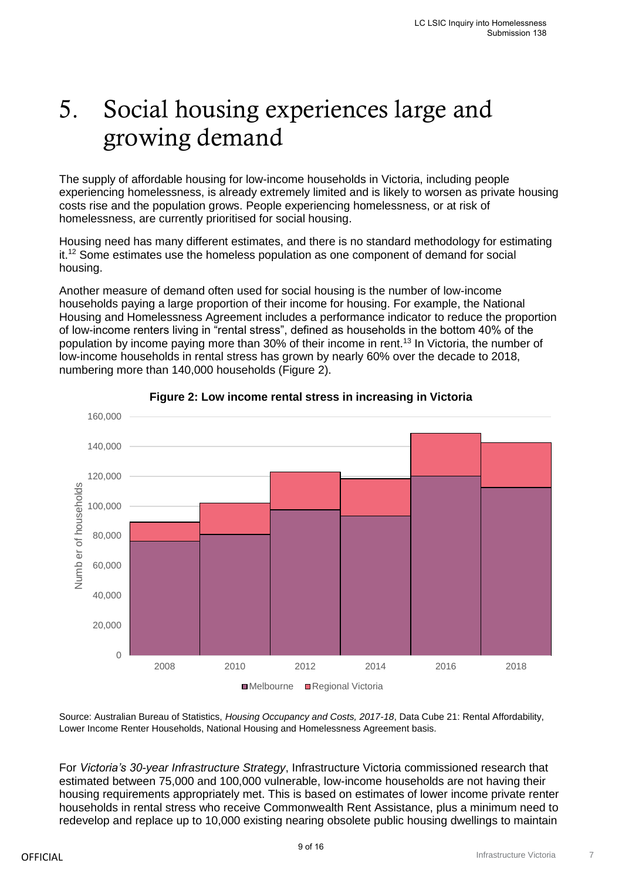# 5. Social housing experiences large and growing demand

The supply of affordable housing for low-income households in Victoria, including people experiencing homelessness, is already extremely limited and is likely to worsen as private housing costs rise and the population grows. People experiencing homelessness, or at risk of homelessness, are currently prioritised for social housing.

Housing need has many different estimates, and there is no standard methodology for estimating it.[12] Some estimates use the homeless population as one component of demand for social housing.

Another measure of demand often used for social housing is the number of low-income households paying a large proportion of their income for housing. For example, the National Housing and Homelessness Agreement includes a performance indicator to reduce the proportion of low-income renters living in "rental stress", defined as households in the bottom 40% of the population by income paying more than 30% of their income in rent.[13] In Victoria, the number of low-income households in rental stress has grown by nearly 60% over the decade to 2018, numbering more than 140,000 households (Figure 2).

**Figure 2: Low income rental stress in increasing in Victoria**

Source: Australian Bureau of Statistics, *Housing Occupancy and Costs, 2017-18*, Data Cube 21: Rental Affordability, Lower Income Renter Households, National Housing and Homelessness Agreement basis.

For *Victoria's 30-year Infrastructure Strategy*, Infrastructure Victoria commissioned research that estimated between 75,000 and 100,000 vulnerable, low-income households are not having their housing requirements appropriately met. This is based on estimates of lower income private renter households in rental stress who receive Commonwealth Rent Assistance, plus a minimum need to redevelop and replace up to 10,000 existing nearing obsolete public housing dwellings to maintain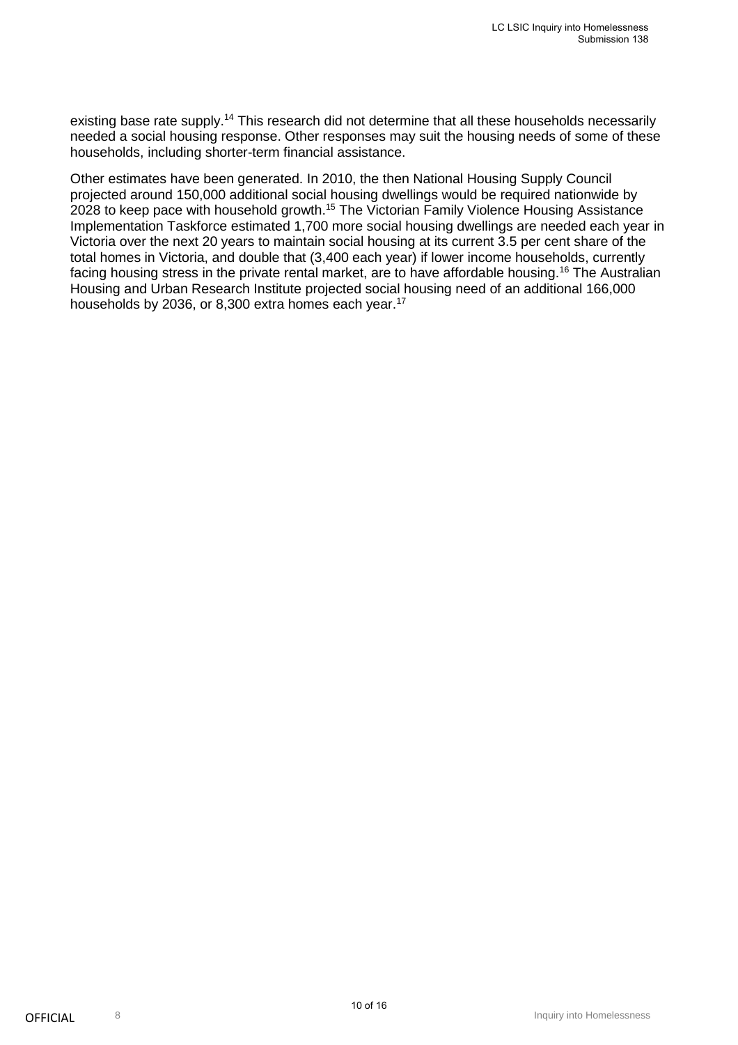existing base rate supply.[14] This research did not determine that all these households necessarily needed a social housing response. Other responses may suit the housing needs of some of these households, including shorter-term financial assistance.

Other estimates have been generated. In 2010, the then National Housing Supply Council projected around 150,000 additional social housing dwellings would be required nationwide by 2028 to keep pace with household growth.[15] The Victorian Family Violence Housing Assistance Implementation Taskforce estimated 1,700 more social housing dwellings are needed each year in Victoria over the next 20 years to maintain social housing at its current 3.5 per cent share of the total homes in Victoria, and double that (3,400 each year) if lower income households, currently facing housing stress in the private rental market, are to have affordable housing.[16] The Australian Housing and Urban Research Institute projected social housing need of an additional 166,000 households by 2036, or 8,300 extra homes each year.[17]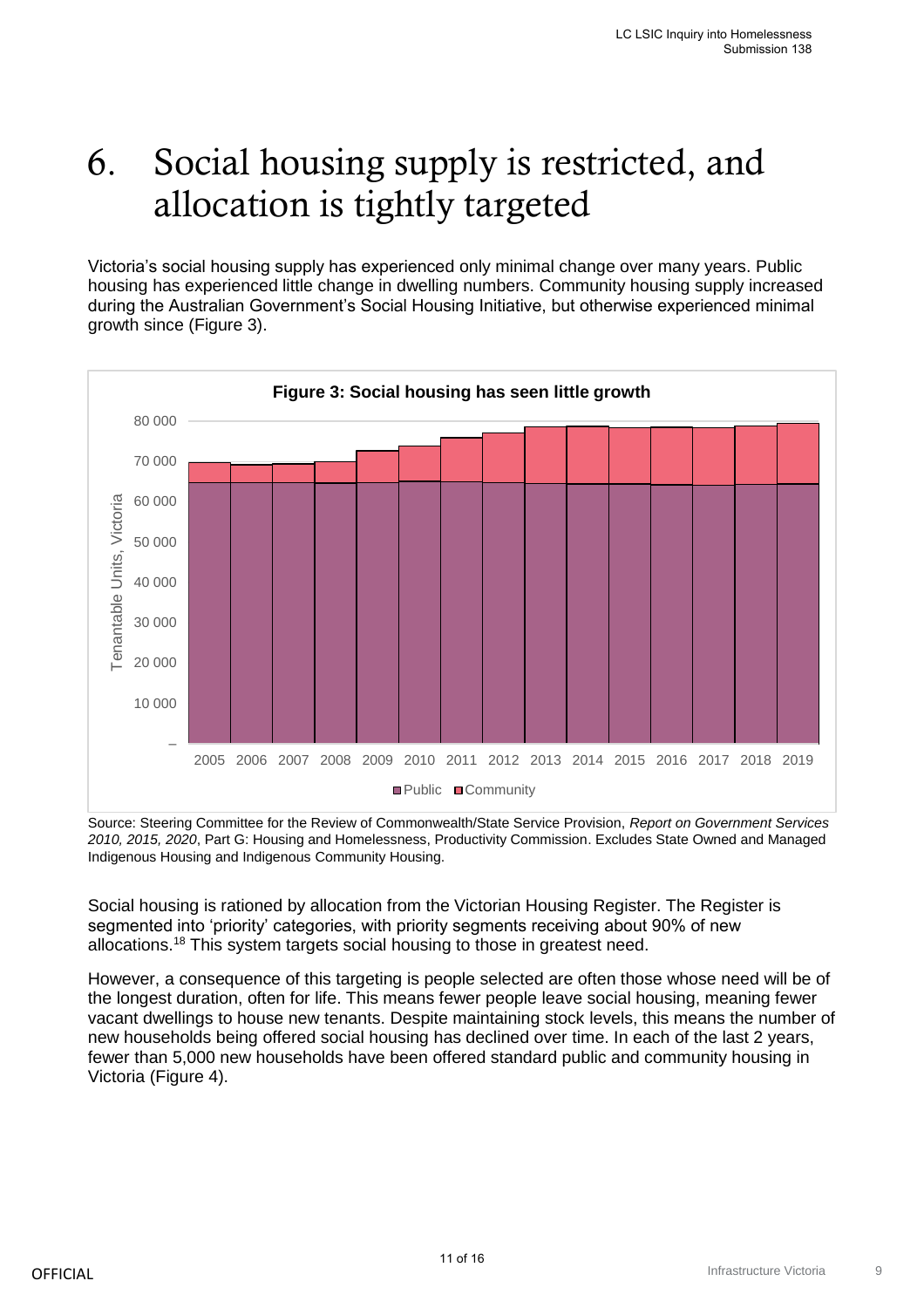# 6. Social housing supply is restricted, and allocation is tightly targeted

Victoria's social housing supply has experienced only minimal change over many years. Public housing has experienced little change in dwelling numbers. Community housing supply increased during the Australian Government's Social Housing Initiative, but otherwise experienced minimal growth since (Figure 3).

**Figure 3: Social housing has seen little growth**

Source: Steering Committee for the Review of Commonwealth/State Service Provision, *Report on Government Services 2010, 2015, 2020*, Part G: Housing and Homelessness, Productivity Commission. Excludes State Owned and Managed Indigenous Housing and Indigenous Community Housing.

Social housing is rationed by allocation from the Victorian Housing Register. The Register is segmented into 'priority' categories, with priority segments receiving about 90% of new allocations.[18] This system targets social housing to those in greatest need.

However, a consequence of this targeting is people selected are often those whose need will be of the longest duration, often for life. This means fewer people leave social housing, meaning fewer vacant dwellings to house new tenants. Despite maintaining stock levels, this means the number of new households being offered social housing has declined over time. In each of the last 2 years, fewer than 5,000 new households have been offered standard public and community housing in Victoria (Figure 4).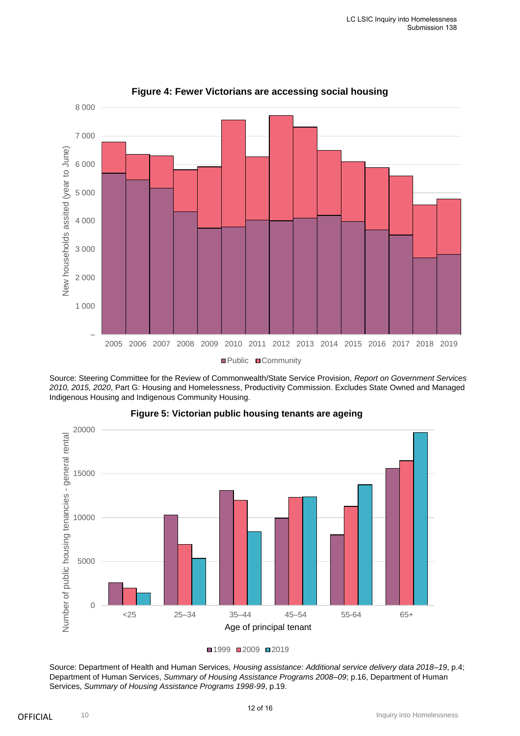**Figure 4: Fewer Victorians are accessing social housing**

Source: Steering Committee for the Review of Commonwealth/State Service Provision, *Report on Government Services 2010, 2015, 2020*, Part G: Housing and Homelessness, Productivity Commission. Excludes State Owned and Managed Indigenous Housing and Indigenous Community Housing.

**Figure 5: Victorian public housing tenants are ageing**

Source: Department of Health and Human Services, *Housing assistance: Additional service delivery data 2018–19*, p.4; Department of Human Services, *Summary of Housing Assistance Programs 2008–09*; p.16, Department of Human Services, *Summary of Housing Assistance Programs 1998-99*, p.19.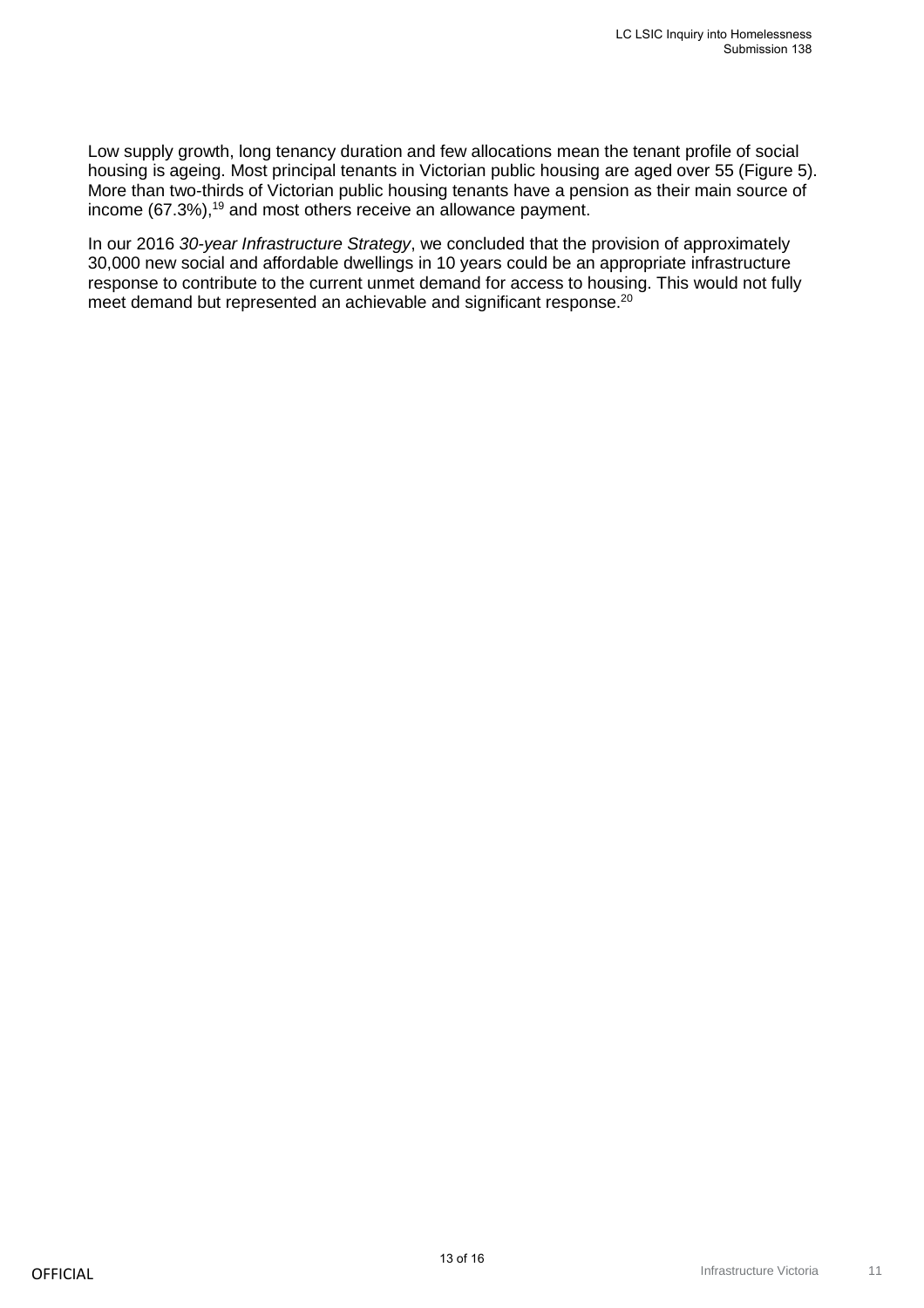Low supply growth, long tenancy duration and few allocations mean the tenant profile of social housing is ageing. Most principal tenants in Victorian public housing are aged over 55 (Figure 5). More than two-thirds of Victorian public housing tenants have a pension as their main source of income (67.3%),[19] and most others receive an allowance payment.

In our 2016 *30-year Infrastructure Strategy*, we concluded that the provision of approximately 30,000 new social and affordable dwellings in 10 years could be an appropriate infrastructure response to contribute to the current unmet demand for access to housing. This would not fully meet demand but represented an achievable and significant response.[20]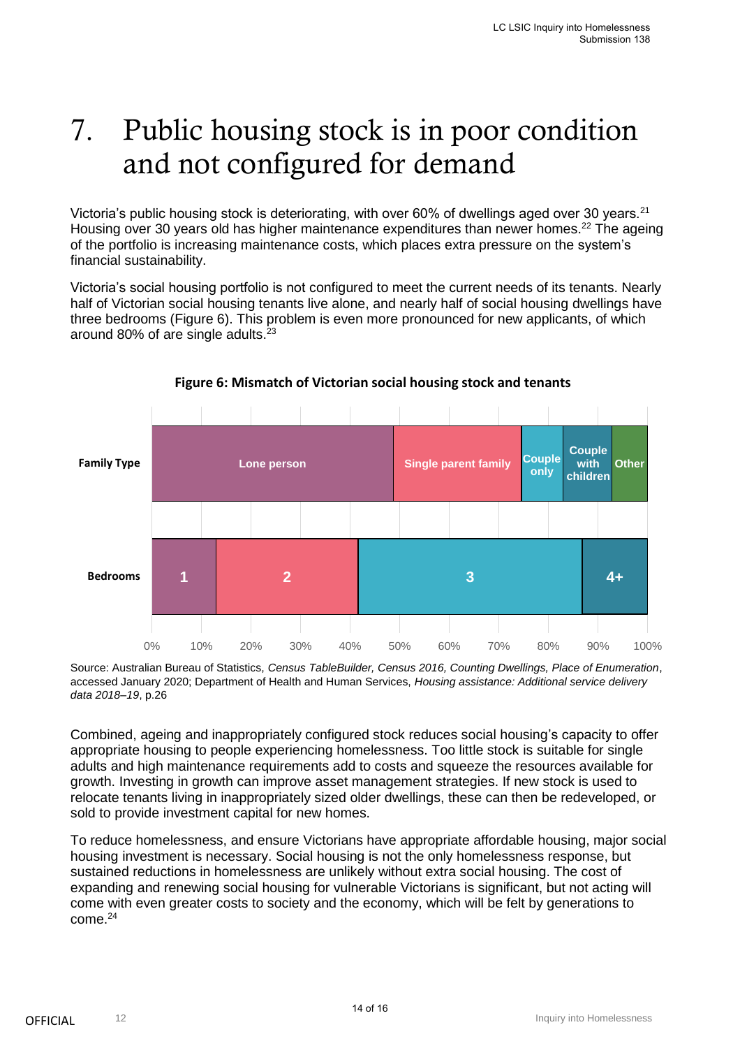# 7. Public housing stock is in poor condition and not configured for demand

Victoria's public housing stock is deteriorating, with over 60% of dwellings aged over 30 years.[21] Housing over 30 years old has higher maintenance expenditures than newer homes.[22] The ageing of the portfolio is increasing maintenance costs, which places extra pressure on the system's financial sustainability.

Victoria's social housing portfolio is not configured to meet the current needs of its tenants. Nearly half of Victorian social housing tenants live alone, and nearly half of social housing dwellings have three bedrooms (Figure 6). This problem is even more pronounced for new applicants, of which around 80% of are single adults.[23]

**Figure 6: Mismatch of Victorian social housing stock and tenants**

Family Type: Lone person | Single parent family | Couple only | Couple with children | Other

Bedrooms: 1 | 2 | 3 | 4+

0% 10% 20% 30% 40% 50% 60% 70% 80% 90% 100%

Source: Australian Bureau of Statistics, *Census TableBuilder, Census 2016, Counting Dwellings, Place of Enumeration*, accessed January 2020; Department of Health and Human Services, *Housing assistance: Additional service delivery data 2018–19*, p.26

Combined, ageing and inappropriately configured stock reduces social housing's capacity to offer appropriate housing to people experiencing homelessness. Too little stock is suitable for single adults and high maintenance requirements add to costs and squeeze the resources available for growth. Investing in growth can improve asset management strategies. If new stock is used to relocate tenants living in inappropriately sized older dwellings, these can then be redeveloped, or sold to provide investment capital for new homes.

To reduce homelessness, and ensure Victorians have appropriate affordable housing, major social housing investment is necessary. Social housing is not the only homelessness response, but sustained reductions in homelessness are unlikely without extra social housing. The cost of expanding and renewing social housing for vulnerable Victorians is significant, but not acting will come with even greater costs to society and the economy, which will be felt by generations to come.[24]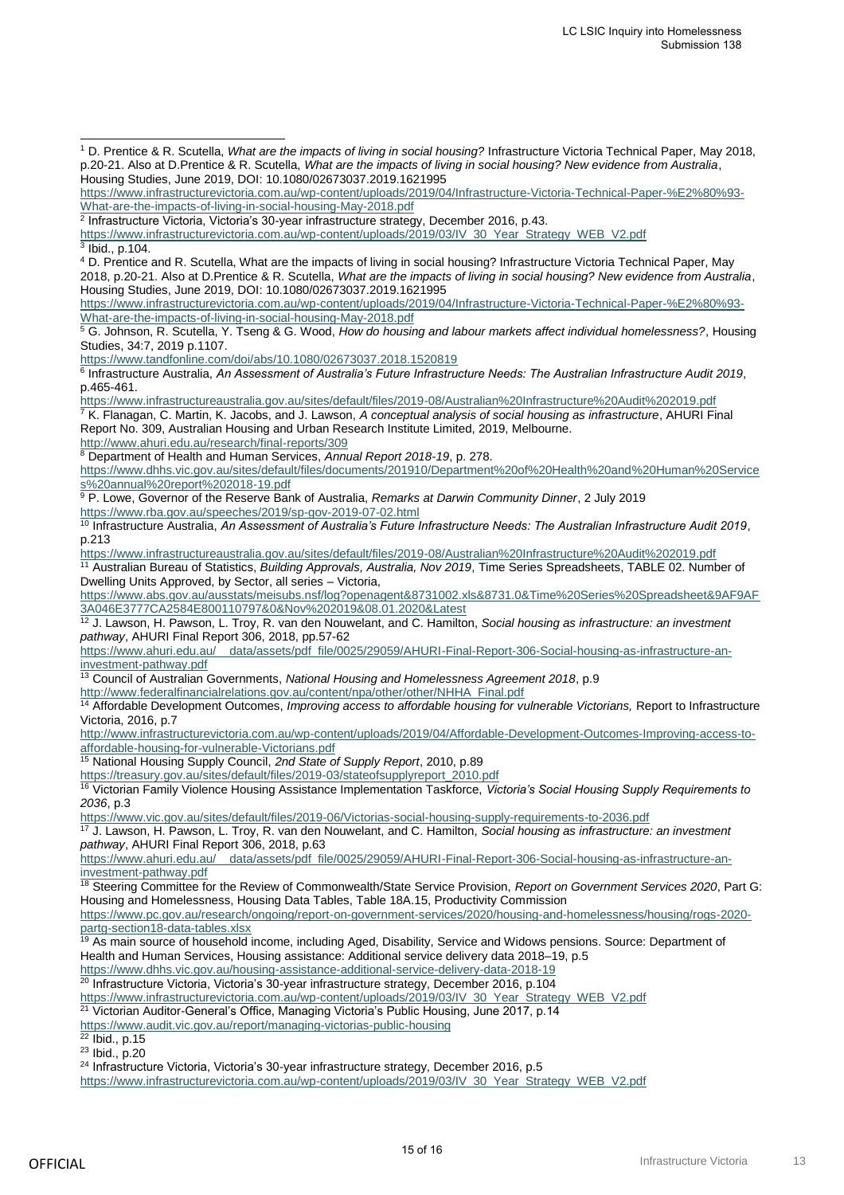[1] D. Prentice & R. Scutella, *What are the impacts of living in social housing?* Infrastructure Victoria Technical Paper, May 2018, p.20-21. Also at D.Prentice & R. Scutella, *What are the impacts of living in social housing? New evidence from Australia*, Housing Studies, June 2019, DOI: 10.1080/02673037.2019.1621995
https://www.infrastructurevictoria.com.au/wp-content/uploads/2019/04/Infrastructure-Victoria-Technical-Paper-%E2%80%93-What-are-the-impacts-of-living-in-social-housing-May-2018.pdf

[2] Infrastructure Victoria, Victoria's 30-year infrastructure strategy, December 2016, p.43.
https://www.infrastructurevictoria.com.au/wp-content/uploads/2019/03/IV_30_Year_Strategy_WEB_V2.pdf

[3] Ibid., p.104.

[4] D. Prentice and R. Scutella, What are the impacts of living in social housing? Infrastructure Victoria Technical Paper, May 2018, p.20-21. Also at D.Prentice & R. Scutella, *What are the impacts of living in social housing? New evidence from Australia*, Housing Studies, June 2019, DOI: 10.1080/02673037.2019.1621995
https://www.infrastructurevictoria.com.au/wp-content/uploads/2019/04/Infrastructure-Victoria-Technical-Paper-%E2%80%93-What-are-the-impacts-of-living-in-social-housing-May-2018.pdf

[5] G. Johnson, R. Scutella, Y. Tseng & G. Wood, *How do housing and labour markets affect individual homelessness?*, Housing Studies, 34:7, 2019 p.1107.
https://www.tandfonline.com/doi/abs/10.1080/02673037.2018.1520819

[6] Infrastructure Australia, *An Assessment of Australia's Future Infrastructure Needs: The Australian Infrastructure Audit 2019*, p.465-461.
https://www.infrastructureaustralia.gov.au/sites/default/files/2019-08/Australian%20Infrastructure%20Audit%202019.pdf

[7] K. Flanagan, C. Martin, K. Jacobs, and J. Lawson, *A conceptual analysis of social housing as infrastructure*, AHURI Final Report No. 309, Australian Housing and Urban Research Institute Limited, 2019, Melbourne.
http://www.ahuri.edu.au/research/final-reports/309

[8] Department of Health and Human Services, *Annual Report 2018-19*, p. 278.
https://www.dhhs.vic.gov.au/sites/default/files/documents/201910/Department%20of%20Health%20and%20Human%20Services%20annual%20report%202018-19.pdf

[9] P. Lowe, Governor of the Reserve Bank of Australia, *Remarks at Darwin Community Dinner*, 2 July 2019
https://www.rba.gov.au/speeches/2019/sp-gov-2019-07-02.html

[10] Infrastructure Australia, *An Assessment of Australia's Future Infrastructure Needs: The Australian Infrastructure Audit 2019*, p.213
https://www.infrastructureaustralia.gov.au/sites/default/files/2019-08/Australian%20Infrastructure%20Audit%202019.pdf

[11] Australian Bureau of Statistics, *Building Approvals, Australia, Nov 2019*, Time Series Spreadsheets, TABLE 02. Number of Dwelling Units Approved, by Sector, all series – Victoria,
https://www.abs.gov.au/ausstats/meisubs.nsf/log?openagent&8731002.xls&8731.0&Time%20Series%20Spreadsheet&9AF9AF3A046E3777CA2584E800110797&0&Nov%202019&08.01.2020&Latest

[12] J. Lawson, H. Pawson, L. Troy, R. van den Nouwelant, and C. Hamilton, *Social housing as infrastructure: an investment pathway*, AHURI Final Report 306, 2018, pp.57-62
https://www.ahuri.edu.au/__data/assets/pdf_file/0025/29059/AHURI-Final-Report-306-Social-housing-as-infrastructure-an-investment-pathway.pdf

[13] Council of Australian Governments, *National Housing and Homelessness Agreement 2018*, p.9
http://www.federalfinancialrelations.gov.au/content/npa/other/other/NHHA_Final.pdf

[14] Affordable Development Outcomes, *Improving access to affordable housing for vulnerable Victorians,* Report to Infrastructure Victoria, 2016, p.7
http://www.infrastructurevictoria.com.au/wp-content/uploads/2019/04/Affordable-Development-Outcomes-Improving-access-to-affordable-housing-for-vulnerable-Victorians.pdf

[15] National Housing Supply Council, *2nd State of Supply Report*, 2010, p.89
https://treasury.gov.au/sites/default/files/2019-03/stateofsupplyreport_2010.pdf

[16] Victorian Family Violence Housing Assistance Implementation Taskforce, *Victoria's Social Housing Supply Requirements to 2036*, p.3
https://www.vic.gov.au/sites/default/files/2019-06/Victorias-social-housing-supply-requirements-to-2036.pdf

[17] J. Lawson, H. Pawson, L. Troy, R. van den Nouwelant, and C. Hamilton, *Social housing as infrastructure: an investment pathway*, AHURI Final Report 306, 2018, p.63
https://www.ahuri.edu.au/__data/assets/pdf_file/0025/29059/AHURI-Final-Report-306-Social-housing-as-infrastructure-an-investment-pathway.pdf

[18] Steering Committee for the Review of Commonwealth/State Service Provision, *Report on Government Services 2020*, Part G: Housing and Homelessness, Housing Data Tables, Table 18A.15, Productivity Commission
https://www.pc.gov.au/research/ongoing/report-on-government-services/2020/housing-and-homelessness/housing/rogs-2020-partg-section18-data-tables.xlsx

[19] As main source of household income, including Aged, Disability, Service and Widows pensions. Source: Department of Health and Human Services, Housing assistance: Additional service delivery data 2018–19, p.5
https://www.dhhs.vic.gov.au/housing-assistance-additional-service-delivery-data-2018-19

[20] Infrastructure Victoria, Victoria's 30-year infrastructure strategy, December 2016, p.104
https://www.infrastructurevictoria.com.au/wp-content/uploads/2019/03/IV_30_Year_Strategy_WEB_V2.pdf

[21] Victorian Auditor-General's Office, Managing Victoria's Public Housing, June 2017, p.14
https://www.audit.vic.gov.au/report/managing-victorias-public-housing

[22] Ibid., p.15

[23] Ibid., p.20

[24] Infrastructure Victoria, Victoria's 30-year infrastructure strategy, December 2016, p.5
https://www.infrastructurevictoria.com.au/wp-content/uploads/2019/03/IV_30_Year_Strategy_WEB_V2.pdf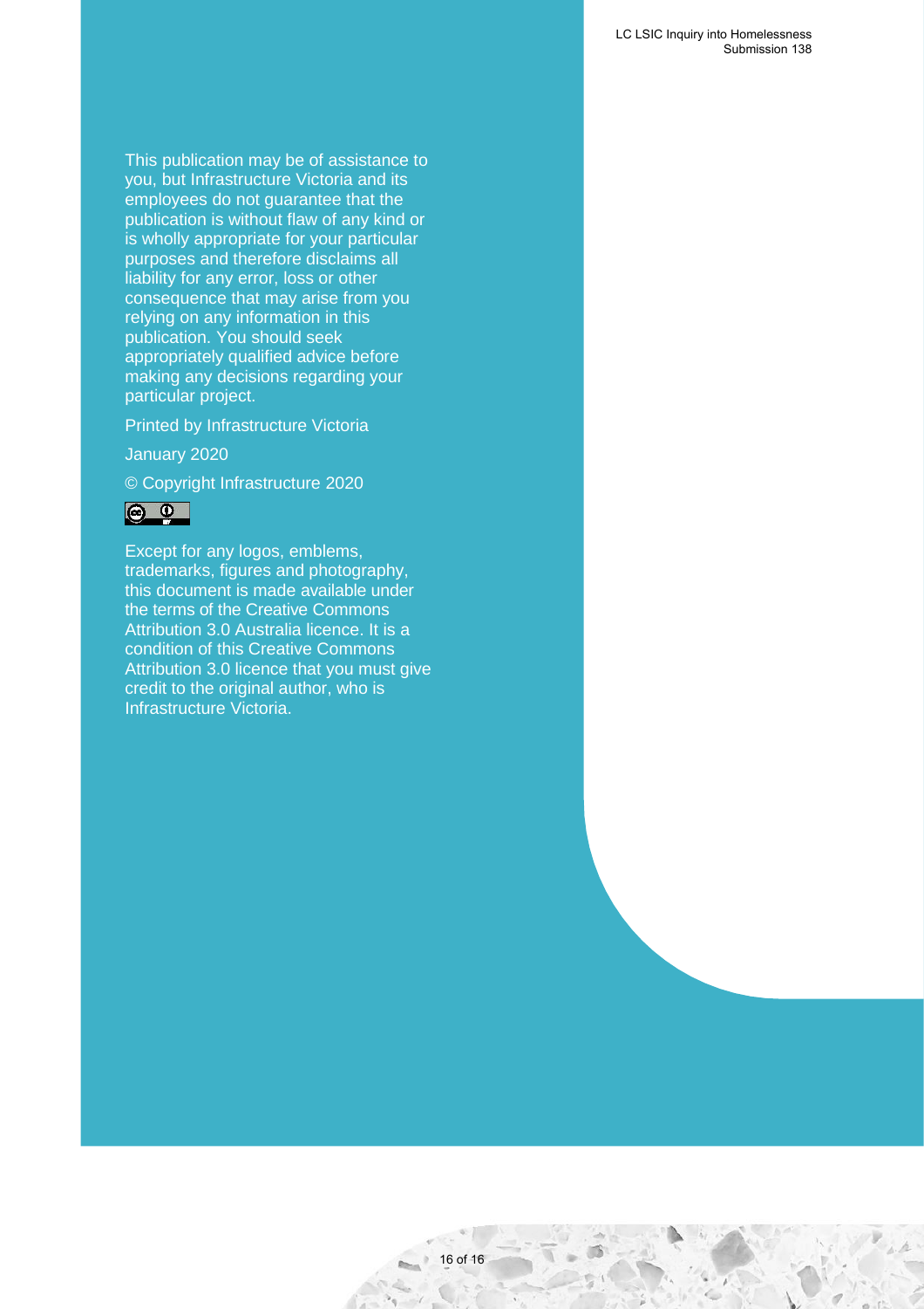This publication may be of assistance to you, but Infrastructure Victoria and its employees do not guarantee that the publication is without flaw of any kind or is wholly appropriate for your particular purposes and therefore disclaims all liability for any error, loss or other consequence that may arise from you relying on any information in this publication. You should seek appropriately qualified advice before making any decisions regarding your particular project.

Printed by Infrastructure Victoria

January 2020

© Copyright Infrastructure 2020

Except for any logos, emblems, trademarks, figures and photography, this document is made available under the terms of the Creative Commons Attribution 3.0 Australia licence. It is a condition of this Creative Commons Attribution 3.0 licence that you must give credit to the original author, who is Infrastructure Victoria.